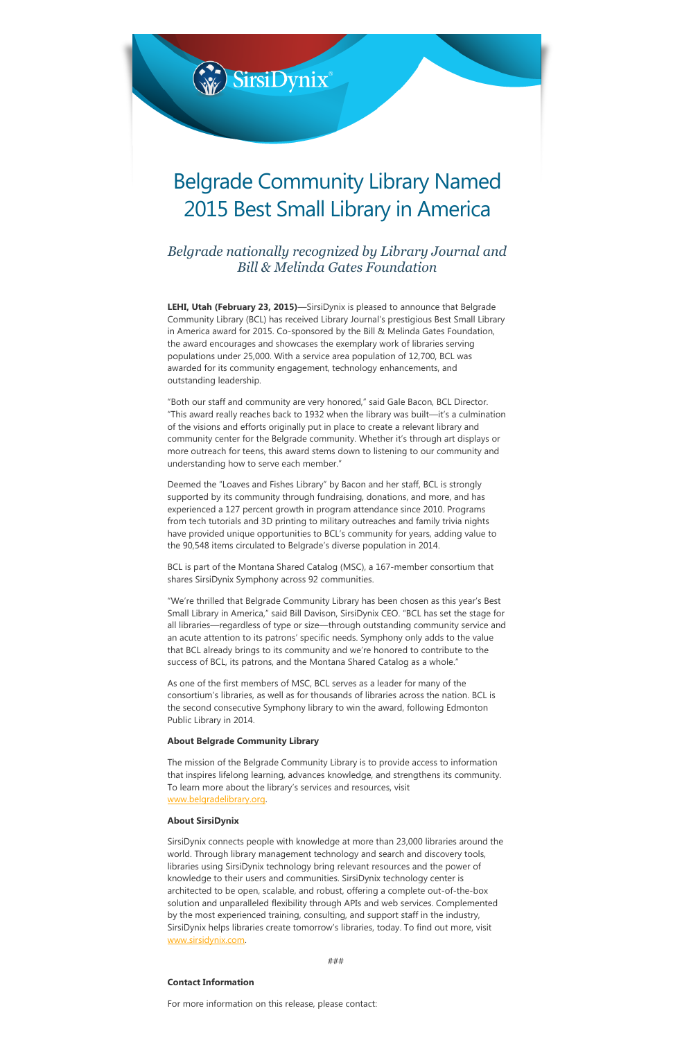SirsiDynix

# Belgrade Community Library Named 2015 Best Small Library in America

## *Belgrade nationally recognized by Library Journal and Bill & Melinda Gates Foundation*

**LEHI, Utah (February 23, 2015)**—SirsiDynix is pleased to announce that Belgrade Community Library (BCL) has received Library Journal's prestigious Best Small Library in America award for 2015. Co-sponsored by the Bill & Melinda Gates Foundation, the award encourages and showcases the exemplary work of libraries serving populations under 25,000. With a service area population of 12,700, BCL was awarded for its community engagement, technology enhancements, and outstanding leadership.

"Both our staff and community are very honored," said Gale Bacon, BCL Director. "This award really reaches back to 1932 when the library was built—it's a culmination of the visions and efforts originally put in place to create a relevant library and community center for the Belgrade community. Whether it's through art displays or more outreach for teens, this award stems down to listening to our community and understanding how to serve each member."

Deemed the "Loaves and Fishes Library" by Bacon and her staff, BCL is strongly supported by its community through fundraising, donations, and more, and has experienced a 127 percent growth in program attendance since 2010. Programs from tech tutorials and 3D printing to military outreaches and family trivia nights have provided unique opportunities to BCL's community for years, adding value to the 90,548 items circulated to Belgrade's diverse population in 2014.

BCL is part of the Montana Shared Catalog (MSC), a 167-member consortium that shares SirsiDynix Symphony across 92 communities.

"We're thrilled that Belgrade Community Library has been chosen as this year's Best Small Library in America," said Bill Davison, SirsiDynix CEO. "BCL has set the stage for all libraries—regardless of type or size—through outstanding community service and an acute attention to its patrons' specific needs. Symphony only adds to the value that BCL already brings to its community and we're honored to contribute to the success of BCL, its patrons, and the Montana Shared Catalog as a whole."

As one of the first members of MSC, BCL serves as a leader for many of the consortium's libraries, as well as for thousands of libraries across the nation. BCL is the second consecutive Symphony library to win the award, following Edmonton Public Library in 2014.

**About Belgrade Community Library**

The mission of the Belgrade Community Library is to provide access to information that inspires lifelong learning, advances knowledge, and strengthens its community. To learn more about the library's services and resources, visit www.belgradelibrary.org.

**About SirsiDynix**

SirsiDynix connects people with knowledge at more than 23,000 libraries around the world. Through library management technology and search and discovery tools, libraries using SirsiDynix technology bring relevant resources and the power of knowledge to their users and communities. SirsiDynix technology center is architected to be open, scalable, and robust, offering a complete out-of-the-box solution and unparalleled flexibility through APIs and web services. Complemented by the most experienced training, consulting, and support staff in the industry, SirsiDynix helps libraries create tomorrow's libraries, today. To find out more, visit www.sirsidynix.com.

###

**Contact Information**

For more information on this release, please contact: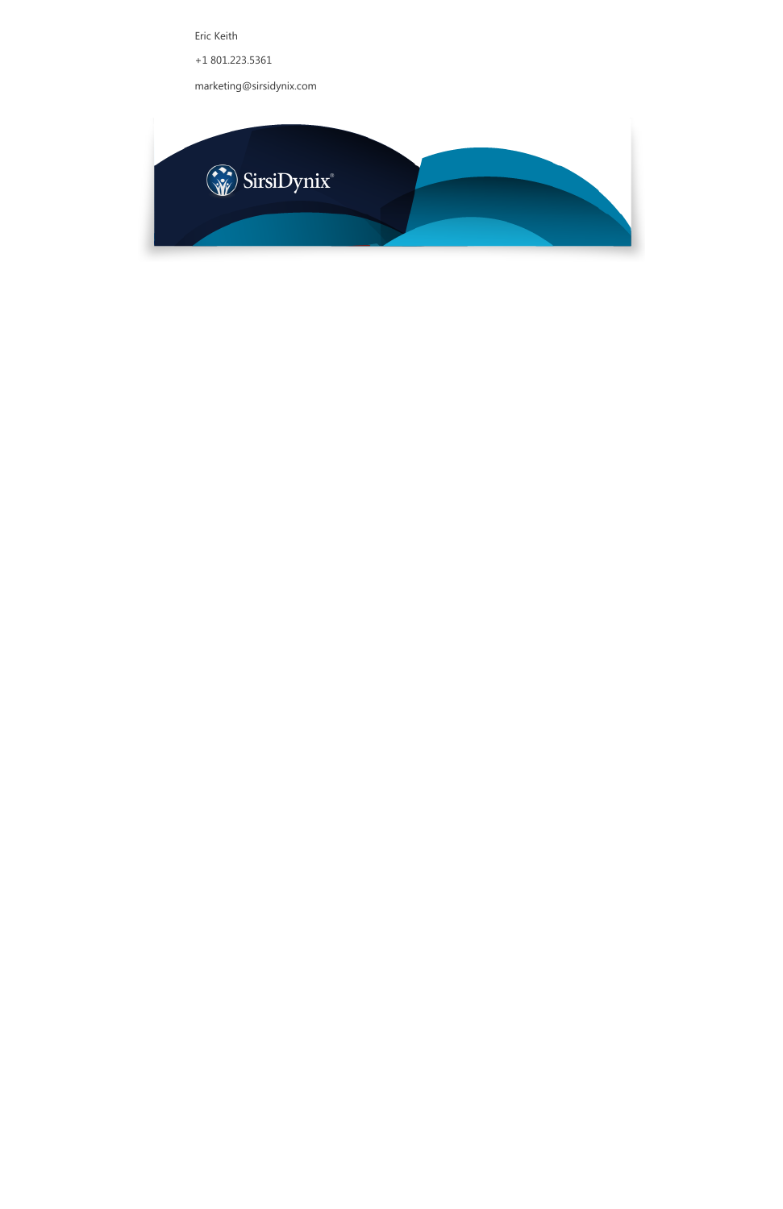Eric Keith

+1 801.223.5361

marketing@sirsidynix.com